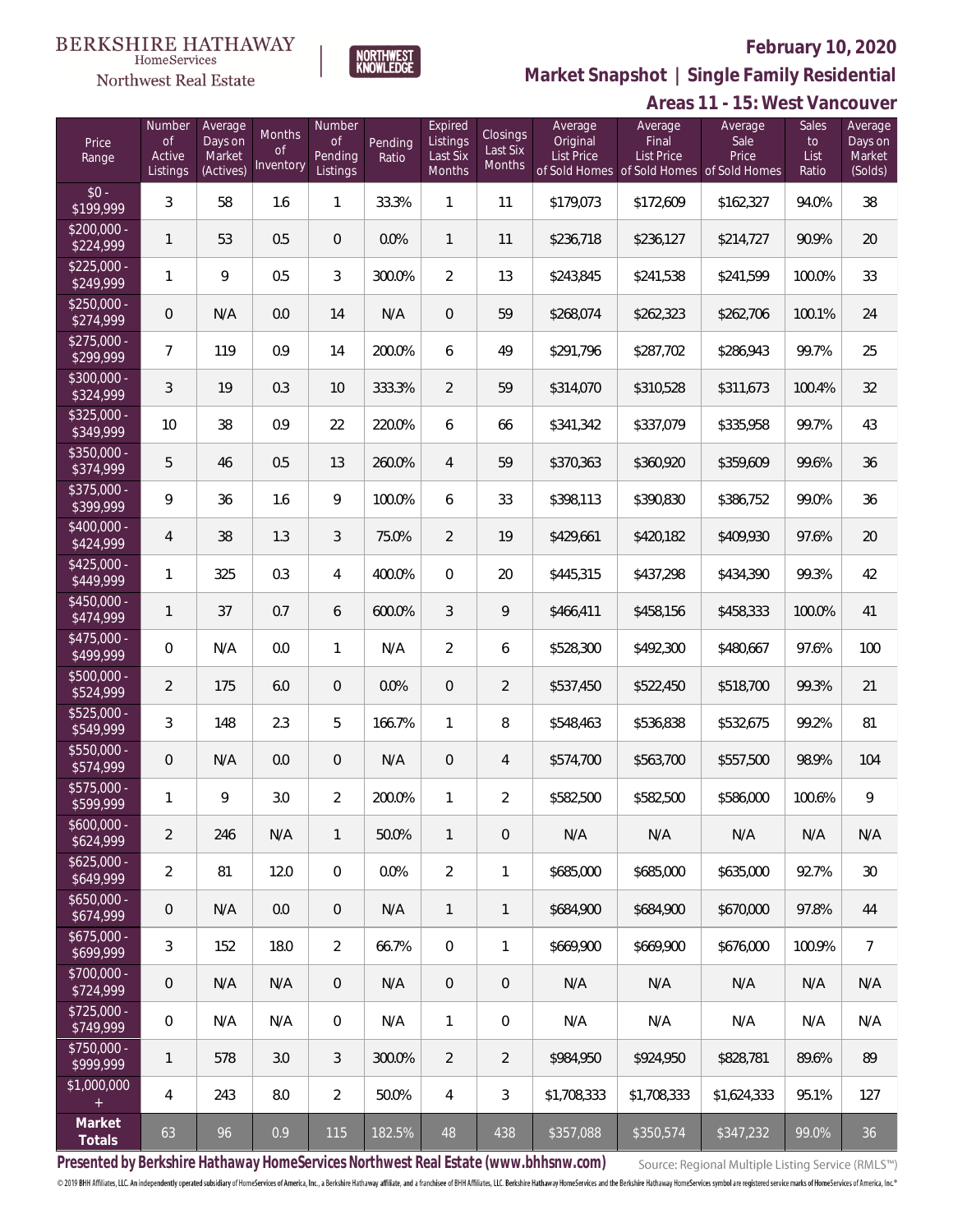BERKSHIRE HATHAWAY HomeServices Northwest Real Estate

NORTHWEST KNOWLEDGE

# February 10, 2020

## Market Snapshot | Single Family Residential

## Areas 11 - 15: West Vancouver

| Price Range | Number of Active Listings | Average Days on Market (Actives) | Months of Inventory | Number of Pending Listings | Pending Ratio | Expired Listings Last Six Months | Closings Last Six Months | Average Original List Price of Sold Homes | Average Final List Price of Sold Homes | Average Sale Price of Sold Homes | Sales to List Ratio | Average Days on Market (Solds) |
|---|---|---|---|---|---|---|---|---|---|---|---|---|
| $0 - $199,999 | 3 | 58 | 1.6 | 1 | 33.3% | 1 | 11 | $179,073 | $172,609 | $162,327 | 94.0% | 38 |
| $200,000 - $224,999 | 1 | 53 | 0.5 | 0 | 0.0% | 1 | 11 | $236,718 | $236,127 | $214,727 | 90.9% | 20 |
| $225,000 - $249,999 | 1 | 9 | 0.5 | 3 | 300.0% | 2 | 13 | $243,845 | $241,538 | $241,599 | 100.0% | 33 |
| $250,000 - $274,999 | 0 | N/A | 0.0 | 14 | N/A | 0 | 59 | $268,074 | $262,323 | $262,706 | 100.1% | 24 |
| $275,000 - $299,999 | 7 | 119 | 0.9 | 14 | 200.0% | 6 | 49 | $291,796 | $287,702 | $286,943 | 99.7% | 25 |
| $300,000 - $324,999 | 3 | 19 | 0.3 | 10 | 333.3% | 2 | 59 | $314,070 | $310,528 | $311,673 | 100.4% | 32 |
| $325,000 - $349,999 | 10 | 38 | 0.9 | 22 | 220.0% | 6 | 66 | $341,342 | $337,079 | $335,958 | 99.7% | 43 |
| $350,000 - $374,999 | 5 | 46 | 0.5 | 13 | 260.0% | 4 | 59 | $370,363 | $360,920 | $359,609 | 99.6% | 36 |
| $375,000 - $399,999 | 9 | 36 | 1.6 | 9 | 100.0% | 6 | 33 | $398,113 | $390,830 | $386,752 | 99.0% | 36 |
| $400,000 - $424,999 | 4 | 38 | 1.3 | 3 | 75.0% | 2 | 19 | $429,661 | $420,182 | $409,930 | 97.6% | 20 |
| $425,000 - $449,999 | 1 | 325 | 0.3 | 4 | 400.0% | 0 | 20 | $445,315 | $437,298 | $434,390 | 99.3% | 42 |
| $450,000 - $474,999 | 1 | 37 | 0.7 | 6 | 600.0% | 3 | 9 | $466,411 | $458,156 | $458,333 | 100.0% | 41 |
| $475,000 - $499,999 | 0 | N/A | 0.0 | 1 | N/A | 2 | 6 | $528,300 | $492,300 | $480,667 | 97.6% | 100 |
| $500,000 - $524,999 | 2 | 175 | 6.0 | 0 | 0.0% | 0 | 2 | $537,450 | $522,450 | $518,700 | 99.3% | 21 |
| $525,000 - $549,999 | 3 | 148 | 2.3 | 5 | 166.7% | 1 | 8 | $548,463 | $536,838 | $532,675 | 99.2% | 81 |
| $550,000 - $574,999 | 0 | N/A | 0.0 | 0 | N/A | 0 | 4 | $574,700 | $563,700 | $557,500 | 98.9% | 104 |
| $575,000 - $599,999 | 1 | 9 | 3.0 | 2 | 200.0% | 1 | 2 | $582,500 | $582,500 | $586,000 | 100.6% | 9 |
| $600,000 - $624,999 | 2 | 246 | N/A | 1 | 50.0% | 1 | 0 | N/A | N/A | N/A | N/A | N/A |
| $625,000 - $649,999 | 2 | 81 | 12.0 | 0 | 0.0% | 2 | 1 | $685,000 | $685,000 | $635,000 | 92.7% | 30 |
| $650,000 - $674,999 | 0 | N/A | 0.0 | 0 | N/A | 1 | 1 | $684,900 | $684,900 | $670,000 | 97.8% | 44 |
| $675,000 - $699,999 | 3 | 152 | 18.0 | 2 | 66.7% | 0 | 1 | $669,900 | $669,900 | $676,000 | 100.9% | 7 |
| $700,000 - $724,999 | 0 | N/A | N/A | 0 | N/A | 0 | 0 | N/A | N/A | N/A | N/A | N/A |
| $725,000 - $749,999 | 0 | N/A | N/A | 0 | N/A | 1 | 0 | N/A | N/A | N/A | N/A | N/A |
| $750,000 - $999,999 | 1 | 578 | 3.0 | 3 | 300.0% | 2 | 2 | $984,950 | $924,950 | $828,781 | 89.6% | 89 |
| $1,000,000 + | 4 | 243 | 8.0 | 2 | 50.0% | 4 | 3 | $1,708,333 | $1,708,333 | $1,624,333 | 95.1% | 127 |
| Market Totals | 63 | 96 | 0.9 | 115 | 182.5% | 48 | 438 | $357,088 | $350,574 | $347,232 | 99.0% | 36 |

**Presented by Berkshire Hathaway HomeServices Northwest Real Estate (www.bhhsnw.com)**

Source: Regional Multiple Listing Service (RMLS™)

© 2019 BHH Affiliates, LLC. An independently operated subsidiary of HomeServices of America, Inc., a Berkshire Hathaway affiliate, and a franchisee of BHH Affiliates, LLC. Berkshire Hathaway HomeServices and the Berkshire Hathaway HomeServices symbol are registered service marks of HomeServices of America, Inc.®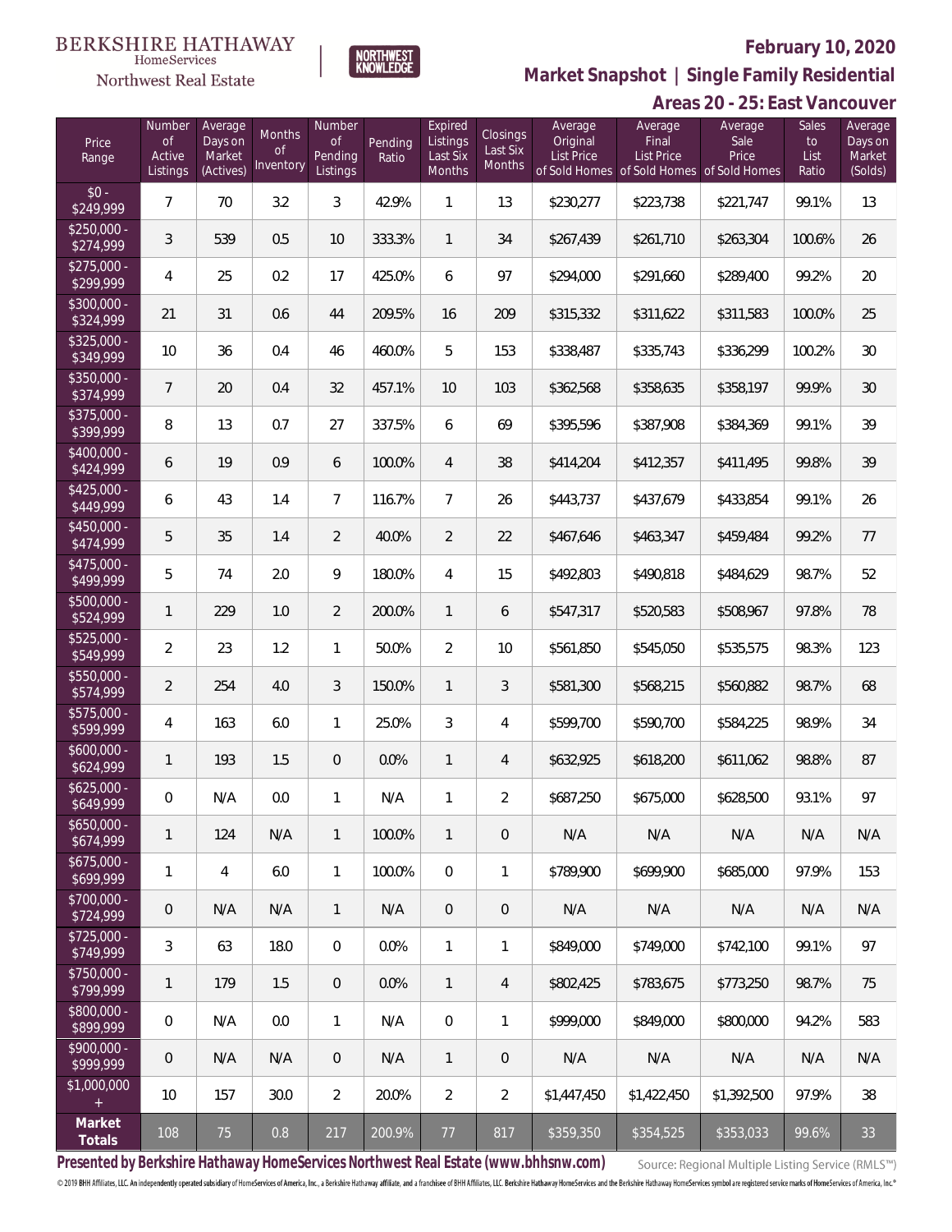BERKSHIRE HATHAWAY HomeServices Northwest Real Estate

NORTHWEST KNOWLEDGE

## February 10, 2020

## Market Snapshot | Single Family Residential

## Areas 20 - 25: East Vancouver

| Price Range | Number of Active Listings | Average Days on Market (Actives) | Months of Inventory | Number of Pending Listings | Pending Ratio | Expired Listings Last Six Months | Closings Last Six Months | Average Original List Price of Sold Homes | Average Final List Price of Sold Homes | Average Sale Price of Sold Homes | Sales to List Ratio | Average Days on Market (Solds) |
|---|---|---|---|---|---|---|---|---|---|---|---|---|
| $0 - $249,999 | 7 | 70 | 3.2 | 3 | 42.9% | 1 | 13 | $230,277 | $223,738 | $221,747 | 99.1% | 13 |
| $250,000 - $274,999 | 3 | 539 | 0.5 | 10 | 333.3% | 1 | 34 | $267,439 | $261,710 | $263,304 | 100.6% | 26 |
| $275,000 - $299,999 | 4 | 25 | 0.2 | 17 | 425.0% | 6 | 97 | $294,000 | $291,660 | $289,400 | 99.2% | 20 |
| $300,000 - $324,999 | 21 | 31 | 0.6 | 44 | 209.5% | 16 | 209 | $315,332 | $311,622 | $311,583 | 100.0% | 25 |
| $325,000 - $349,999 | 10 | 36 | 0.4 | 46 | 460.0% | 5 | 153 | $338,487 | $335,743 | $336,299 | 100.2% | 30 |
| $350,000 - $374,999 | 7 | 20 | 0.4 | 32 | 457.1% | 10 | 103 | $362,568 | $358,635 | $358,197 | 99.9% | 30 |
| $375,000 - $399,999 | 8 | 13 | 0.7 | 27 | 337.5% | 6 | 69 | $395,596 | $387,908 | $384,369 | 99.1% | 39 |
| $400,000 - $424,999 | 6 | 19 | 0.9 | 6 | 100.0% | 4 | 38 | $414,204 | $412,357 | $411,495 | 99.8% | 39 |
| $425,000 - $449,999 | 6 | 43 | 1.4 | 7 | 116.7% | 7 | 26 | $443,737 | $437,679 | $433,854 | 99.1% | 26 |
| $450,000 - $474,999 | 5 | 35 | 1.4 | 2 | 40.0% | 2 | 22 | $467,646 | $463,347 | $459,484 | 99.2% | 77 |
| $475,000 - $499,999 | 5 | 74 | 2.0 | 9 | 180.0% | 4 | 15 | $492,803 | $490,818 | $484,629 | 98.7% | 52 |
| $500,000 - $524,999 | 1 | 229 | 1.0 | 2 | 200.0% | 1 | 6 | $547,317 | $520,583 | $508,967 | 97.8% | 78 |
| $525,000 - $549,999 | 2 | 23 | 1.2 | 1 | 50.0% | 2 | 10 | $561,850 | $545,050 | $535,575 | 98.3% | 123 |
| $550,000 - $574,999 | 2 | 254 | 4.0 | 3 | 150.0% | 1 | 3 | $581,300 | $568,215 | $560,882 | 98.7% | 68 |
| $575,000 - $599,999 | 4 | 163 | 6.0 | 1 | 25.0% | 3 | 4 | $599,700 | $590,700 | $584,225 | 98.9% | 34 |
| $600,000 - $624,999 | 1 | 193 | 1.5 | 0 | 0.0% | 1 | 4 | $632,925 | $618,200 | $611,062 | 98.8% | 87 |
| $625,000 - $649,999 | 0 | N/A | 0.0 | 1 | N/A | 1 | 2 | $687,250 | $675,000 | $628,500 | 93.1% | 97 |
| $650,000 - $674,999 | 1 | 124 | N/A | 1 | 100.0% | 1 | 0 | N/A | N/A | N/A | N/A | N/A |
| $675,000 - $699,999 | 1 | 4 | 6.0 | 1 | 100.0% | 0 | 1 | $789,900 | $699,900 | $685,000 | 97.9% | 153 |
| $700,000 - $724,999 | 0 | N/A | N/A | 1 | N/A | 0 | 0 | N/A | N/A | N/A | N/A | N/A |
| $725,000 - $749,999 | 3 | 63 | 18.0 | 0 | 0.0% | 1 | 1 | $849,000 | $749,000 | $742,100 | 99.1% | 97 |
| $750,000 - $799,999 | 1 | 179 | 1.5 | 0 | 0.0% | 1 | 4 | $802,425 | $783,675 | $773,250 | 98.7% | 75 |
| $800,000 - $899,999 | 0 | N/A | 0.0 | 1 | N/A | 0 | 1 | $999,000 | $849,000 | $800,000 | 94.2% | 583 |
| $900,000 - $999,999 | 0 | N/A | N/A | 0 | N/A | 1 | 0 | N/A | N/A | N/A | N/A | N/A |
| $1,000,000 + | 10 | 157 | 30.0 | 2 | 20.0% | 2 | 2 | $1,447,450 | $1,422,450 | $1,392,500 | 97.9% | 38 |
| **Market Totals** | 108 | 75 | 0.8 | 217 | 200.9% | 77 | 817 | $359,350 | $354,525 | $353,033 | 99.6% | 33 |

**Presented by Berkshire Hathaway HomeServices Northwest Real Estate (www.bhhsnw.com)**

Source: Regional Multiple Listing Service (RMLS™)

© 2019 BHH Affiliates, LLC. An independently operated subsidiary of HomeServices of America, Inc., a Berkshire Hathaway affiliate, and a franchisee of BHH Affiliates, LLC. Berkshire Hathaway HomeServices and the Berkshire Hathaway HomeServices symbol are registered service marks of HomeServices of America, Inc.®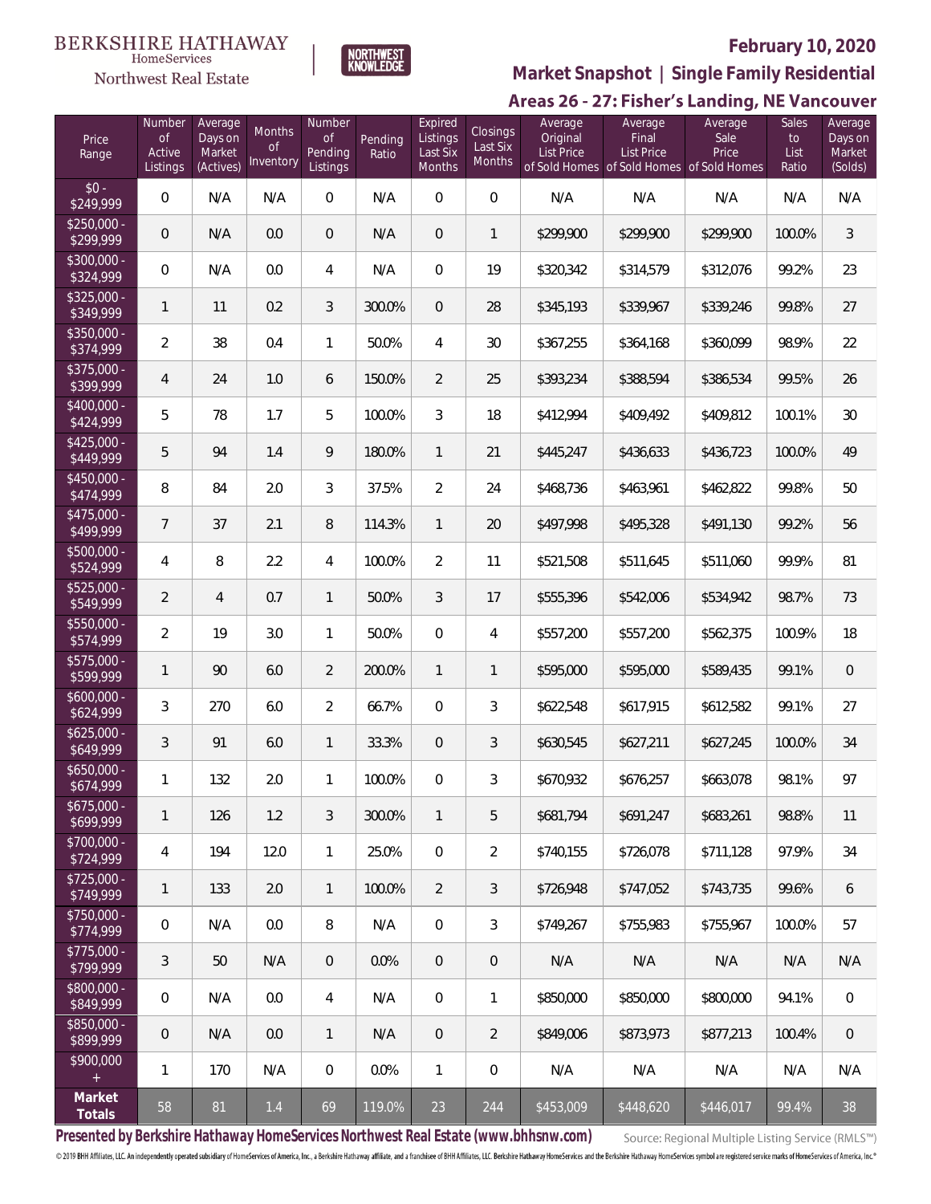BERKSHIRE HATHAWAY HomeServices Northwest Real Estate

NORTHWEST KNOWLEDGE

**February 10, 2020**

## Market Snapshot | Single Family Residential

## Areas 26 - 27: Fisher's Landing, NE Vancouver

| Price Range | Number of Active Listings | Average Days on Market (Actives) | Months of Inventory | Number of Pending Listings | Pending Ratio | Expired Listings Last Six Months | Closings Last Six Months | Average Original List Price of Sold Homes | Average Final List Price of Sold Homes | Average Sale Price of Sold Homes | Sales to List Ratio | Average Days on Market (Solds) |
|---|---|---|---|---|---|---|---|---|---|---|---|---|
| $0 - $249,999 | 0 | N/A | N/A | 0 | N/A | 0 | 0 | N/A | N/A | N/A | N/A | N/A |
| $250,000 - $299,999 | 0 | N/A | 0.0 | 0 | N/A | 0 | 1 | $299,900 | $299,900 | $299,900 | 100.0% | 3 |
| $300,000 - $324,999 | 0 | N/A | 0.0 | 4 | N/A | 0 | 19 | $320,342 | $314,579 | $312,076 | 99.2% | 23 |
| $325,000 - $349,999 | 1 | 11 | 0.2 | 3 | 300.0% | 0 | 28 | $345,193 | $339,967 | $339,246 | 99.8% | 27 |
| $350,000 - $374,999 | 2 | 38 | 0.4 | 1 | 50.0% | 4 | 30 | $367,255 | $364,168 | $360,099 | 98.9% | 22 |
| $375,000 - $399,999 | 4 | 24 | 1.0 | 6 | 150.0% | 2 | 25 | $393,234 | $388,594 | $386,534 | 99.5% | 26 |
| $400,000 - $424,999 | 5 | 78 | 1.7 | 5 | 100.0% | 3 | 18 | $412,994 | $409,492 | $409,812 | 100.1% | 30 |
| $425,000 - $449,999 | 5 | 94 | 1.4 | 9 | 180.0% | 1 | 21 | $445,247 | $436,633 | $436,723 | 100.0% | 49 |
| $450,000 - $474,999 | 8 | 84 | 2.0 | 3 | 37.5% | 2 | 24 | $468,736 | $463,961 | $462,822 | 99.8% | 50 |
| $475,000 - $499,999 | 7 | 37 | 2.1 | 8 | 114.3% | 1 | 20 | $497,998 | $495,328 | $491,130 | 99.2% | 56 |
| $500,000 - $524,999 | 4 | 8 | 2.2 | 4 | 100.0% | 2 | 11 | $521,508 | $511,645 | $511,060 | 99.9% | 81 |
| $525,000 - $549,999 | 2 | 4 | 0.7 | 1 | 50.0% | 3 | 17 | $555,396 | $542,006 | $534,942 | 98.7% | 73 |
| $550,000 - $574,999 | 2 | 19 | 3.0 | 1 | 50.0% | 0 | 4 | $557,200 | $557,200 | $562,375 | 100.9% | 18 |
| $575,000 - $599,999 | 1 | 90 | 6.0 | 2 | 200.0% | 1 | 1 | $595,000 | $595,000 | $589,435 | 99.1% | 0 |
| $600,000 - $624,999 | 3 | 270 | 6.0 | 2 | 66.7% | 0 | 3 | $622,548 | $617,915 | $612,582 | 99.1% | 27 |
| $625,000 - $649,999 | 3 | 91 | 6.0 | 1 | 33.3% | 0 | 3 | $630,545 | $627,211 | $627,245 | 100.0% | 34 |
| $650,000 - $674,999 | 1 | 132 | 2.0 | 1 | 100.0% | 0 | 3 | $670,932 | $676,257 | $663,078 | 98.1% | 97 |
| $675,000 - $699,999 | 1 | 126 | 1.2 | 3 | 300.0% | 1 | 5 | $681,794 | $691,247 | $683,261 | 98.8% | 11 |
| $700,000 - $724,999 | 4 | 194 | 12.0 | 1 | 25.0% | 0 | 2 | $740,155 | $726,078 | $711,128 | 97.9% | 34 |
| $725,000 - $749,999 | 1 | 133 | 2.0 | 1 | 100.0% | 2 | 3 | $726,948 | $747,052 | $743,735 | 99.6% | 6 |
| $750,000 - $774,999 | 0 | N/A | 0.0 | 8 | N/A | 0 | 3 | $749,267 | $755,983 | $755,967 | 100.0% | 57 |
| $775,000 - $799,999 | 3 | 50 | N/A | 0 | 0.0% | 0 | 0 | N/A | N/A | N/A | N/A | N/A |
| $800,000 - $849,999 | 0 | N/A | 0.0 | 4 | N/A | 0 | 1 | $850,000 | $850,000 | $800,000 | 94.1% | 0 |
| $850,000 - $899,999 | 0 | N/A | 0.0 | 1 | N/A | 0 | 2 | $849,006 | $873,973 | $877,213 | 100.4% | 0 |
| $900,000 + | 1 | 170 | N/A | 0 | 0.0% | 1 | 0 | N/A | N/A | N/A | N/A | N/A |
| **Market Totals** | 58 | 81 | 1.4 | 69 | 119.0% | 23 | 244 | $453,009 | $448,620 | $446,017 | 99.4% | 38 |

**Presented by Berkshire Hathaway HomeServices Northwest Real Estate (www.bhhsnw.com)**

Source: Regional Multiple Listing Service (RMLS™)

© 2019 BHH Affiliates, LLC. An independently operated subsidiary of HomeServices of America, Inc., a Berkshire Hathaway affiliate, and a franchisee of BHH Affiliates, LLC. Berkshire Hathaway HomeServices and the Berkshire Hathaway HomeServices symbol are registered service marks of HomeServices of America, Inc.®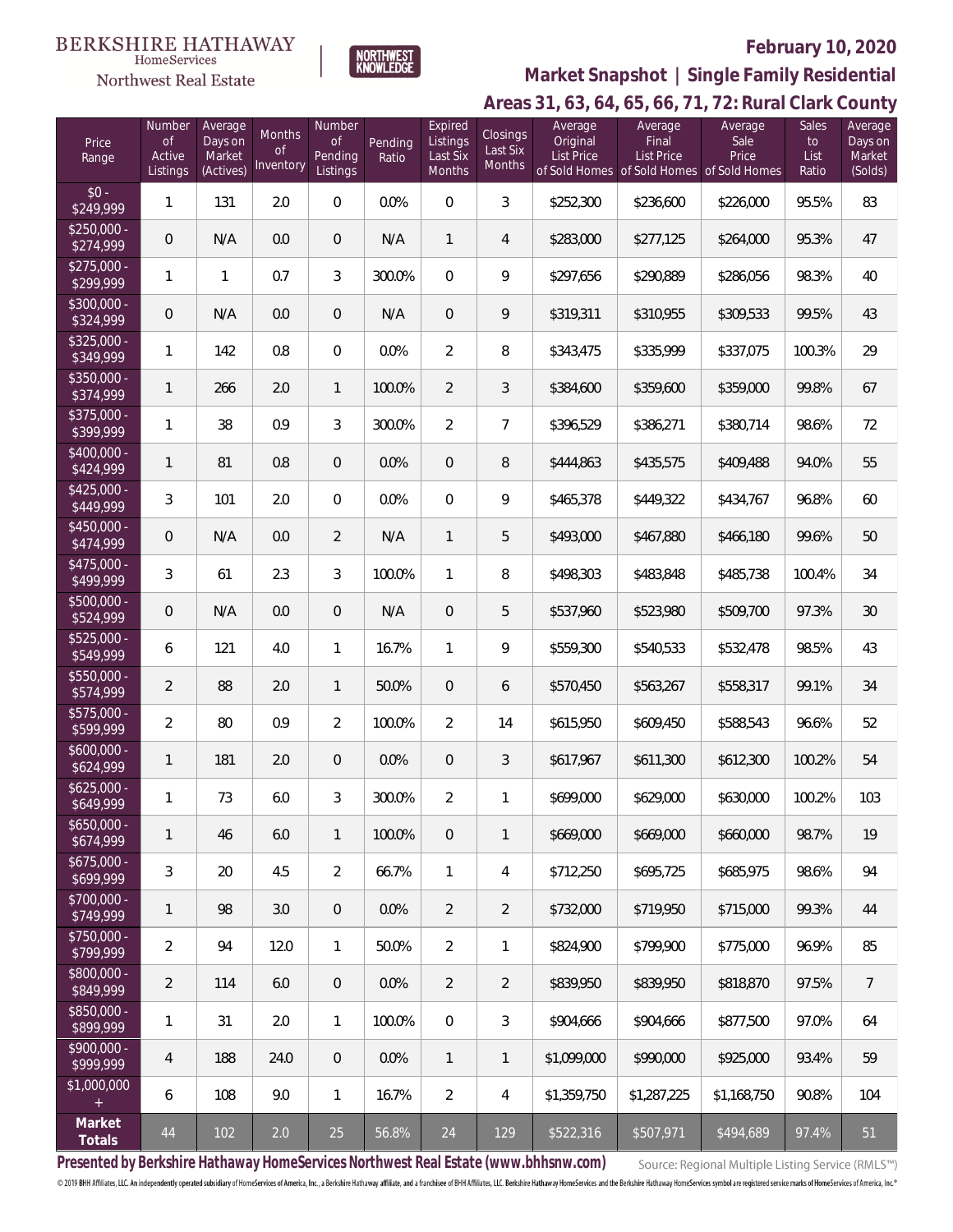BERKSHIRE HATHAWAY HomeServices Northwest Real Estate | NORTHWEST KNOWLEDGE

**February 10, 2020**

## Market Snapshot | Single Family Residential

### Areas 31, 63, 64, 65, 66, 71, 72: Rural Clark County

| Price Range | Number of Active Listings | Average Days on Market (Actives) | Months of Inventory | Number of Pending Listings | Pending Ratio | Expired Listings Last Six Months | Closings Last Six Months | Average Original List Price of Sold Homes | Average Final List Price of Sold Homes | Average Sale Price of Sold Homes | Sales to List Ratio | Average Days on Market (Solds) |
|---|---|---|---|---|---|---|---|---|---|---|---|---|
| $0 - $249,999 | 1 | 131 | 2.0 | 0 | 0.0% | 0 | 3 | $252,300 | $236,600 | $226,000 | 95.5% | 83 |
| $250,000 - $274,999 | 0 | N/A | 0.0 | 0 | N/A | 1 | 4 | $283,000 | $277,125 | $264,000 | 95.3% | 47 |
| $275,000 - $299,999 | 1 | 1 | 0.7 | 3 | 300.0% | 0 | 9 | $297,656 | $290,889 | $286,056 | 98.3% | 40 |
| $300,000 - $324,999 | 0 | N/A | 0.0 | 0 | N/A | 0 | 9 | $319,311 | $310,955 | $309,533 | 99.5% | 43 |
| $325,000 - $349,999 | 1 | 142 | 0.8 | 0 | 0.0% | 2 | 8 | $343,475 | $335,999 | $337,075 | 100.3% | 29 |
| $350,000 - $374,999 | 1 | 266 | 2.0 | 1 | 100.0% | 2 | 3 | $384,600 | $359,600 | $359,000 | 99.8% | 67 |
| $375,000 - $399,999 | 1 | 38 | 0.9 | 3 | 300.0% | 2 | 7 | $396,529 | $386,271 | $380,714 | 98.6% | 72 |
| $400,000 - $424,999 | 1 | 81 | 0.8 | 0 | 0.0% | 0 | 8 | $444,863 | $435,575 | $409,488 | 94.0% | 55 |
| $425,000 - $449,999 | 3 | 101 | 2.0 | 0 | 0.0% | 0 | 9 | $465,378 | $449,322 | $434,767 | 96.8% | 60 |
| $450,000 - $474,999 | 0 | N/A | 0.0 | 2 | N/A | 1 | 5 | $493,000 | $467,880 | $466,180 | 99.6% | 50 |
| $475,000 - $499,999 | 3 | 61 | 2.3 | 3 | 100.0% | 1 | 8 | $498,303 | $483,848 | $485,738 | 100.4% | 34 |
| $500,000 - $524,999 | 0 | N/A | 0.0 | 0 | N/A | 0 | 5 | $537,960 | $523,980 | $509,700 | 97.3% | 30 |
| $525,000 - $549,999 | 6 | 121 | 4.0 | 1 | 16.7% | 1 | 9 | $559,300 | $540,533 | $532,478 | 98.5% | 43 |
| $550,000 - $574,999 | 2 | 88 | 2.0 | 1 | 50.0% | 0 | 6 | $570,450 | $563,267 | $558,317 | 99.1% | 34 |
| $575,000 - $599,999 | 2 | 80 | 0.9 | 2 | 100.0% | 2 | 14 | $615,950 | $609,450 | $588,543 | 96.6% | 52 |
| $600,000 - $624,999 | 1 | 181 | 2.0 | 0 | 0.0% | 0 | 3 | $617,967 | $611,300 | $612,300 | 100.2% | 54 |
| $625,000 - $649,999 | 1 | 73 | 6.0 | 3 | 300.0% | 2 | 1 | $699,000 | $629,000 | $630,000 | 100.2% | 103 |
| $650,000 - $674,999 | 1 | 46 | 6.0 | 1 | 100.0% | 0 | 1 | $669,000 | $669,000 | $660,000 | 98.7% | 19 |
| $675,000 - $699,999 | 3 | 20 | 4.5 | 2 | 66.7% | 1 | 4 | $712,250 | $695,725 | $685,975 | 98.6% | 94 |
| $700,000 - $749,999 | 1 | 98 | 3.0 | 0 | 0.0% | 2 | 2 | $732,000 | $719,950 | $715,000 | 99.3% | 44 |
| $750,000 - $799,999 | 2 | 94 | 12.0 | 1 | 50.0% | 2 | 1 | $824,900 | $799,900 | $775,000 | 96.9% | 85 |
| $800,000 - $849,999 | 2 | 114 | 6.0 | 0 | 0.0% | 2 | 2 | $839,950 | $839,950 | $818,870 | 97.5% | 7 |
| $850,000 - $899,999 | 1 | 31 | 2.0 | 1 | 100.0% | 0 | 3 | $904,666 | $904,666 | $877,500 | 97.0% | 64 |
| $900,000 - $999,999 | 4 | 188 | 24.0 | 0 | 0.0% | 1 | 1 | $1,099,000 | $990,000 | $925,000 | 93.4% | 59 |
| $1,000,000 + | 6 | 108 | 9.0 | 1 | 16.7% | 2 | 4 | $1,359,750 | $1,287,225 | $1,168,750 | 90.8% | 104 |
| **Market Totals** | 44 | 102 | 2.0 | 25 | 56.8% | 24 | 129 | $522,316 | $507,971 | $494,689 | 97.4% | 51 |

**Presented by Berkshire Hathaway HomeServices Northwest Real Estate (www.bhhsnw.com)**

Source: Regional Multiple Listing Service (RMLS™)

© 2019 BHH Affiliates, LLC. An independently operated subsidiary of HomeServices of America, Inc., a Berkshire Hathaway affiliate, and a franchisee of BHH Affiliates, LLC. Berkshire Hathaway HomeServices and the Berkshire Hathaway HomeServices symbol are registered service marks of HomeServices of America, Inc.®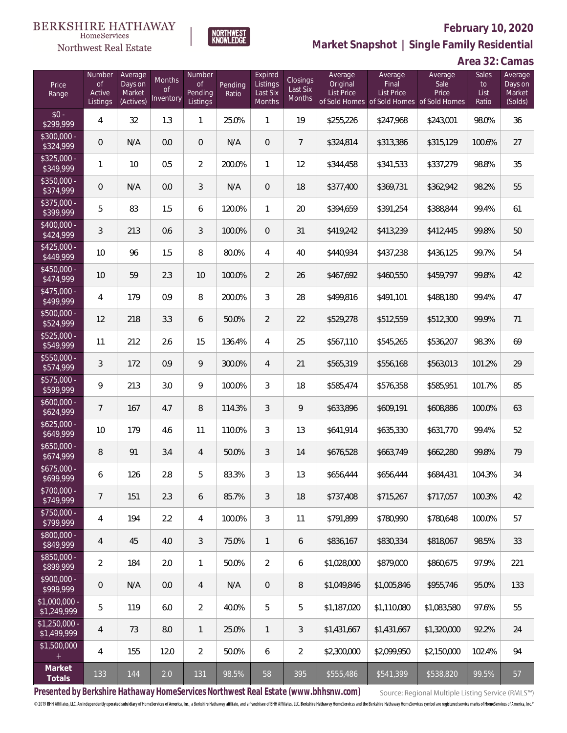BERKSHIRE HATHAWAY HomeServices Northwest Real Estate

NORTHWEST KNOWLEDGE

**February 10, 2020**

**Market Snapshot | Single Family Residential**

**Area 32: Camas**

| Price Range | Number of Active Listings | Average Days on Market (Actives) | Months of Inventory | Number of Pending Listings | Pending Ratio | Expired Listings Last Six Months | Closings Last Six Months | Average Original List Price of Sold Homes | Average Final List Price of Sold Homes | Average Sale Price of Sold Homes | Sales to List Ratio | Average Days on Market (Solds) |
|---|---|---|---|---|---|---|---|---|---|---|---|---|
| $0 - $299,999 | 4 | 32 | 1.3 | 1 | 25.0% | 1 | 19 | $255,226 | $247,968 | $243,001 | 98.0% | 36 |
| $300,000 - $324,999 | 0 | N/A | 0.0 | 0 | N/A | 0 | 7 | $324,814 | $313,386 | $315,129 | 100.6% | 27 |
| $325,000 - $349,999 | 1 | 10 | 0.5 | 2 | 200.0% | 1 | 12 | $344,458 | $341,533 | $337,279 | 98.8% | 35 |
| $350,000 - $374,999 | 0 | N/A | 0.0 | 3 | N/A | 0 | 18 | $377,400 | $369,731 | $362,942 | 98.2% | 55 |
| $375,000 - $399,999 | 5 | 83 | 1.5 | 6 | 120.0% | 1 | 20 | $394,659 | $391,254 | $388,844 | 99.4% | 61 |
| $400,000 - $424,999 | 3 | 213 | 0.6 | 3 | 100.0% | 0 | 31 | $419,242 | $413,239 | $412,445 | 99.8% | 50 |
| $425,000 - $449,999 | 10 | 96 | 1.5 | 8 | 80.0% | 4 | 40 | $440,934 | $437,238 | $436,125 | 99.7% | 54 |
| $450,000 - $474,999 | 10 | 59 | 2.3 | 10 | 100.0% | 2 | 26 | $467,692 | $460,550 | $459,797 | 99.8% | 42 |
| $475,000 - $499,999 | 4 | 179 | 0.9 | 8 | 200.0% | 3 | 28 | $499,816 | $491,101 | $488,180 | 99.4% | 47 |
| $500,000 - $524,999 | 12 | 218 | 3.3 | 6 | 50.0% | 2 | 22 | $529,278 | $512,559 | $512,300 | 99.9% | 71 |
| $525,000 - $549,999 | 11 | 212 | 2.6 | 15 | 136.4% | 4 | 25 | $567,110 | $545,265 | $536,207 | 98.3% | 69 |
| $550,000 - $574,999 | 3 | 172 | 0.9 | 9 | 300.0% | 4 | 21 | $565,319 | $556,168 | $563,013 | 101.2% | 29 |
| $575,000 - $599,999 | 9 | 213 | 3.0 | 9 | 100.0% | 3 | 18 | $585,474 | $576,358 | $585,951 | 101.7% | 85 |
| $600,000 - $624,999 | 7 | 167 | 4.7 | 8 | 114.3% | 3 | 9 | $633,896 | $609,191 | $608,886 | 100.0% | 63 |
| $625,000 - $649,999 | 10 | 179 | 4.6 | 11 | 110.0% | 3 | 13 | $641,914 | $635,330 | $631,770 | 99.4% | 52 |
| $650,000 - $674,999 | 8 | 91 | 3.4 | 4 | 50.0% | 3 | 14 | $676,528 | $663,749 | $662,280 | 99.8% | 79 |
| $675,000 - $699,999 | 6 | 126 | 2.8 | 5 | 83.3% | 3 | 13 | $656,444 | $656,444 | $684,431 | 104.3% | 34 |
| $700,000 - $749,999 | 7 | 151 | 2.3 | 6 | 85.7% | 3 | 18 | $737,408 | $715,267 | $717,057 | 100.3% | 42 |
| $750,000 - $799,999 | 4 | 194 | 2.2 | 4 | 100.0% | 3 | 11 | $791,899 | $780,990 | $780,648 | 100.0% | 57 |
| $800,000 - $849,999 | 4 | 45 | 4.0 | 3 | 75.0% | 1 | 6 | $836,167 | $830,334 | $818,067 | 98.5% | 33 |
| $850,000 - $899,999 | 2 | 184 | 2.0 | 1 | 50.0% | 2 | 6 | $1,028,000 | $879,000 | $860,675 | 97.9% | 221 |
| $900,000 - $999,999 | 0 | N/A | 0.0 | 4 | N/A | 0 | 8 | $1,049,846 | $1,005,846 | $955,746 | 95.0% | 133 |
| $1,000,000 - $1,249,999 | 5 | 119 | 6.0 | 2 | 40.0% | 5 | 5 | $1,187,020 | $1,110,080 | $1,083,580 | 97.6% | 55 |
| $1,250,000 - $1,499,999 | 4 | 73 | 8.0 | 1 | 25.0% | 1 | 3 | $1,431,667 | $1,431,667 | $1,320,000 | 92.2% | 24 |
| $1,500,000 + | 4 | 155 | 12.0 | 2 | 50.0% | 6 | 2 | $2,300,000 | $2,099,950 | $2,150,000 | 102.4% | 94 |
| **Market Totals** | 133 | 144 | 2.0 | 131 | 98.5% | 58 | 395 | $555,486 | $541,399 | $538,820 | 99.5% | 57 |

**Presented by Berkshire Hathaway HomeServices Northwest Real Estate (www.bhhsnw.com)**

Source: Regional Multiple Listing Service (RMLS™)

© 2019 BHH Affiliates, LLC. An independently operated subsidiary of HomeServices of America, Inc., a Berkshire Hathaway affiliate, and a franchisee of BHH Affiliates, LLC. Berkshire Hathaway HomeServices and the Berkshire Hathaway HomeServices symbol are registered service marks of HomeServices of America, Inc.®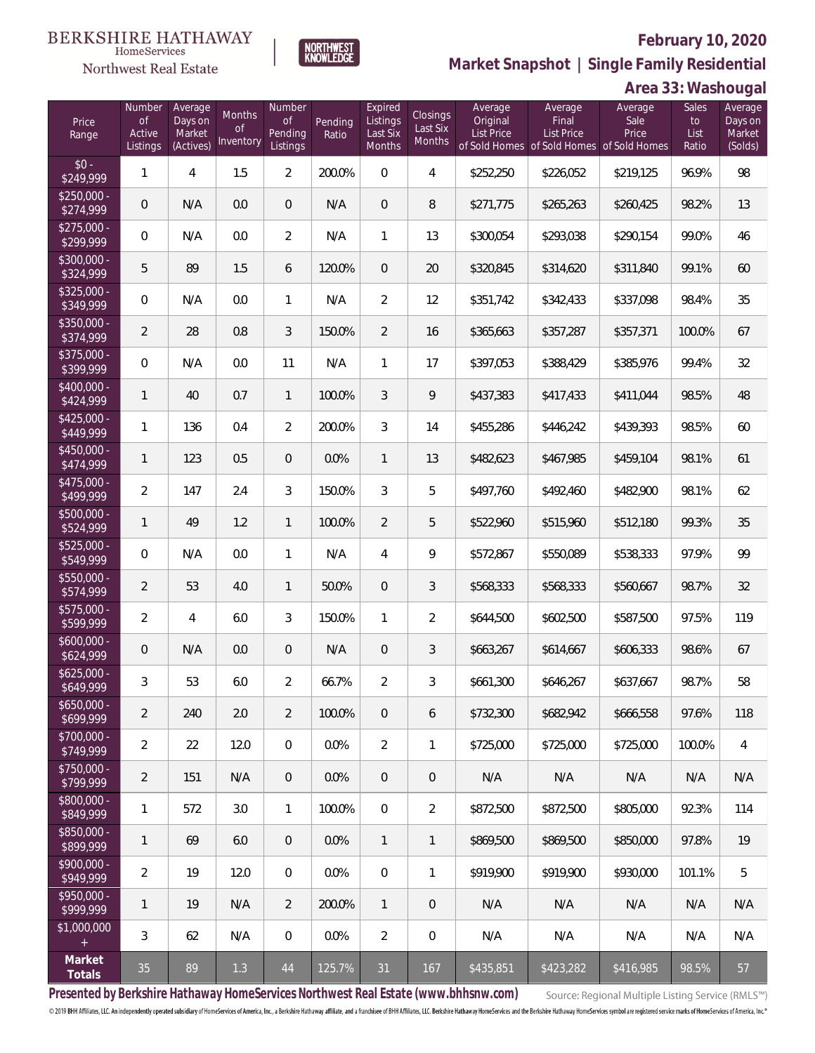BERKSHIRE HATHAWAY HomeServices Northwest Real Estate | NORTHWEST KNOWLEDGE

**February 10, 2020**

**Market Snapshot | Single Family Residential**

**Area 33: Washougal**

| Price Range | Number of Active Listings | Average Days on Market (Actives) | Months of Inventory | Number of Pending Listings | Pending Ratio | Expired Listings Last Six Months | Closings Last Six Months | Average Original List Price of Sold Homes | Average Final List Price of Sold Homes | Average Sale Price of Sold Homes | Sales to List Ratio | Average Days on Market (Solds) |
|---|---|---|---|---|---|---|---|---|---|---|---|---|
| $0 - $249,999 | 1 | 4 | 1.5 | 2 | 200.0% | 0 | 4 | $252,250 | $226,052 | $219,125 | 96.9% | 98 |
| $250,000 - $274,999 | 0 | N/A | 0.0 | 0 | N/A | 0 | 8 | $271,775 | $265,263 | $260,425 | 98.2% | 13 |
| $275,000 - $299,999 | 0 | N/A | 0.0 | 2 | N/A | 1 | 13 | $300,054 | $293,038 | $290,154 | 99.0% | 46 |
| $300,000 - $324,999 | 5 | 89 | 1.5 | 6 | 120.0% | 0 | 20 | $320,845 | $314,620 | $311,840 | 99.1% | 60 |
| $325,000 - $349,999 | 0 | N/A | 0.0 | 1 | N/A | 2 | 12 | $351,742 | $342,433 | $337,098 | 98.4% | 35 |
| $350,000 - $374,999 | 2 | 28 | 0.8 | 3 | 150.0% | 2 | 16 | $365,663 | $357,287 | $357,371 | 100.0% | 67 |
| $375,000 - $399,999 | 0 | N/A | 0.0 | 11 | N/A | 1 | 17 | $397,053 | $388,429 | $385,976 | 99.4% | 32 |
| $400,000 - $424,999 | 1 | 40 | 0.7 | 1 | 100.0% | 3 | 9 | $437,383 | $417,433 | $411,044 | 98.5% | 48 |
| $425,000 - $449,999 | 1 | 136 | 0.4 | 2 | 200.0% | 3 | 14 | $455,286 | $446,242 | $439,393 | 98.5% | 60 |
| $450,000 - $474,999 | 1 | 123 | 0.5 | 0 | 0.0% | 1 | 13 | $482,623 | $467,985 | $459,104 | 98.1% | 61 |
| $475,000 - $499,999 | 2 | 147 | 2.4 | 3 | 150.0% | 3 | 5 | $497,760 | $492,460 | $482,900 | 98.1% | 62 |
| $500,000 - $524,999 | 1 | 49 | 1.2 | 1 | 100.0% | 2 | 5 | $522,960 | $515,960 | $512,180 | 99.3% | 35 |
| $525,000 - $549,999 | 0 | N/A | 0.0 | 1 | N/A | 4 | 9 | $572,867 | $550,089 | $538,333 | 97.9% | 99 |
| $550,000 - $574,999 | 2 | 53 | 4.0 | 1 | 50.0% | 0 | 3 | $568,333 | $568,333 | $560,667 | 98.7% | 32 |
| $575,000 - $599,999 | 2 | 4 | 6.0 | 3 | 150.0% | 1 | 2 | $644,500 | $602,500 | $587,500 | 97.5% | 119 |
| $600,000 - $624,999 | 0 | N/A | 0.0 | 0 | N/A | 0 | 3 | $663,267 | $614,667 | $606,333 | 98.6% | 67 |
| $625,000 - $649,999 | 3 | 53 | 6.0 | 2 | 66.7% | 2 | 3 | $661,300 | $646,267 | $637,667 | 98.7% | 58 |
| $650,000 - $699,999 | 2 | 240 | 2.0 | 2 | 100.0% | 0 | 6 | $732,300 | $682,942 | $666,558 | 97.6% | 118 |
| $700,000 - $749,999 | 2 | 22 | 12.0 | 0 | 0.0% | 2 | 1 | $725,000 | $725,000 | $725,000 | 100.0% | 4 |
| $750,000 - $799,999 | 2 | 151 | N/A | 0 | 0.0% | 0 | 0 | N/A | N/A | N/A | N/A | N/A |
| $800,000 - $849,999 | 1 | 572 | 3.0 | 1 | 100.0% | 0 | 2 | $872,500 | $872,500 | $805,000 | 92.3% | 114 |
| $850,000 - $899,999 | 1 | 69 | 6.0 | 0 | 0.0% | 1 | 1 | $869,500 | $869,500 | $850,000 | 97.8% | 19 |
| $900,000 - $949,999 | 2 | 19 | 12.0 | 0 | 0.0% | 0 | 1 | $919,900 | $919,900 | $930,000 | 101.1% | 5 |
| $950,000 - $999,999 | 1 | 19 | N/A | 2 | 200.0% | 1 | 0 | N/A | N/A | N/A | N/A | N/A |
| $1,000,000 + | 3 | 62 | N/A | 0 | 0.0% | 2 | 0 | N/A | N/A | N/A | N/A | N/A |
| **Market Totals** | 35 | 89 | 1.3 | 44 | 125.7% | 31 | 167 | $435,851 | $423,282 | $416,985 | 98.5% | 57 |

**Presented by Berkshire Hathaway HomeServices Northwest Real Estate (www.bhhsnw.com)**

Source: Regional Multiple Listing Service (RMLS™)

© 2019 BHH Affiliates, LLC. An independently operated subsidiary of HomeServices of America, Inc., a Berkshire Hathaway affiliate, and a franchisee of BHH Affiliates, LLC. Berkshire Hathaway HomeServices and the Berkshire Hathaway HomeServices symbol are registered service marks of HomeServices of America, Inc.®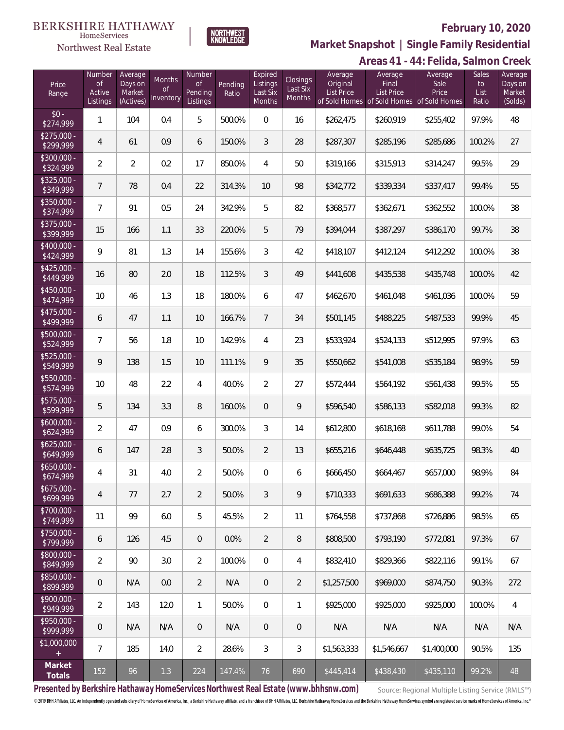BERKSHIRE HATHAWAY HomeServices Northwest Real Estate

NORTHWEST KNOWLEDGE

**February 10, 2020**

**Market Snapshot | Single Family Residential**

**Areas 41 - 44: Felida, Salmon Creek**

| Price Range | Number of Active Listings | Average Days on Market (Actives) | Months of Inventory | Number of Pending Listings | Pending Ratio | Expired Listings Last Six Months | Closings Last Six Months | Average Original List Price of Sold Homes | Average Final List Price of Sold Homes | Average Sale Price of Sold Homes | Sales to List Ratio | Average Days on Market (Solds) |
|---|---|---|---|---|---|---|---|---|---|---|---|---|
| $0 - $274,999 | 1 | 104 | 0.4 | 5 | 500.0% | 0 | 16 | $262,475 | $260,919 | $255,402 | 97.9% | 48 |
| $275,000 - $299,999 | 4 | 61 | 0.9 | 6 | 150.0% | 3 | 28 | $287,307 | $285,196 | $285,686 | 100.2% | 27 |
| $300,000 - $324,999 | 2 | 2 | 0.2 | 17 | 850.0% | 4 | 50 | $319,166 | $315,913 | $314,247 | 99.5% | 29 |
| $325,000 - $349,999 | 7 | 78 | 0.4 | 22 | 314.3% | 10 | 98 | $342,772 | $339,334 | $337,417 | 99.4% | 55 |
| $350,000 - $374,999 | 7 | 91 | 0.5 | 24 | 342.9% | 5 | 82 | $368,577 | $362,671 | $362,552 | 100.0% | 38 |
| $375,000 - $399,999 | 15 | 166 | 1.1 | 33 | 220.0% | 5 | 79 | $394,044 | $387,297 | $386,170 | 99.7% | 38 |
| $400,000 - $424,999 | 9 | 81 | 1.3 | 14 | 155.6% | 3 | 42 | $418,107 | $412,124 | $412,292 | 100.0% | 38 |
| $425,000 - $449,999 | 16 | 80 | 2.0 | 18 | 112.5% | 3 | 49 | $441,608 | $435,538 | $435,748 | 100.0% | 42 |
| $450,000 - $474,999 | 10 | 46 | 1.3 | 18 | 180.0% | 6 | 47 | $462,670 | $461,048 | $461,036 | 100.0% | 59 |
| $475,000 - $499,999 | 6 | 47 | 1.1 | 10 | 166.7% | 7 | 34 | $501,145 | $488,225 | $487,533 | 99.9% | 45 |
| $500,000 - $524,999 | 7 | 56 | 1.8 | 10 | 142.9% | 4 | 23 | $533,924 | $524,133 | $512,995 | 97.9% | 63 |
| $525,000 - $549,999 | 9 | 138 | 1.5 | 10 | 111.1% | 9 | 35 | $550,662 | $541,008 | $535,184 | 98.9% | 59 |
| $550,000 - $574,999 | 10 | 48 | 2.2 | 4 | 40.0% | 2 | 27 | $572,444 | $564,192 | $561,438 | 99.5% | 55 |
| $575,000 - $599,999 | 5 | 134 | 3.3 | 8 | 160.0% | 0 | 9 | $596,540 | $586,133 | $582,018 | 99.3% | 82 |
| $600,000 - $624,999 | 2 | 47 | 0.9 | 6 | 300.0% | 3 | 14 | $612,800 | $618,168 | $611,788 | 99.0% | 54 |
| $625,000 - $649,999 | 6 | 147 | 2.8 | 3 | 50.0% | 2 | 13 | $655,216 | $646,448 | $635,725 | 98.3% | 40 |
| $650,000 - $674,999 | 4 | 31 | 4.0 | 2 | 50.0% | 0 | 6 | $666,450 | $664,467 | $657,000 | 98.9% | 84 |
| $675,000 - $699,999 | 4 | 77 | 2.7 | 2 | 50.0% | 3 | 9 | $710,333 | $691,633 | $686,388 | 99.2% | 74 |
| $700,000 - $749,999 | 11 | 99 | 6.0 | 5 | 45.5% | 2 | 11 | $764,558 | $737,868 | $726,886 | 98.5% | 65 |
| $750,000 - $799,999 | 6 | 126 | 4.5 | 0 | 0.0% | 2 | 8 | $808,500 | $793,190 | $772,081 | 97.3% | 67 |
| $800,000 - $849,999 | 2 | 90 | 3.0 | 2 | 100.0% | 0 | 4 | $832,410 | $829,366 | $822,116 | 99.1% | 67 |
| $850,000 - $899,999 | 0 | N/A | 0.0 | 2 | N/A | 0 | 2 | $1,257,500 | $969,000 | $874,750 | 90.3% | 272 |
| $900,000 - $949,999 | 2 | 143 | 12.0 | 1 | 50.0% | 0 | 1 | $925,000 | $925,000 | $925,000 | 100.0% | 4 |
| $950,000 - $999,999 | 0 | N/A | N/A | 0 | N/A | 0 | 0 | N/A | N/A | N/A | N/A | N/A |
| $1,000,000 + | 7 | 185 | 14.0 | 2 | 28.6% | 3 | 3 | $1,563,333 | $1,546,667 | $1,400,000 | 90.5% | 135 |
| **Market Totals** | 152 | 96 | 1.3 | 224 | 147.4% | 76 | 690 | $445,414 | $438,430 | $435,110 | 99.2% | 48 |

**Presented by Berkshire Hathaway HomeServices Northwest Real Estate (www.bhhsnw.com)**

Source: Regional Multiple Listing Service (RMLS™)

© 2019 BHH Affiliates, LLC. An independently operated subsidiary of HomeServices of America, Inc., a Berkshire Hathaway affiliate, and a franchisee of BHH Affiliates, LLC. Berkshire Hathaway HomeServices and the Berkshire Hathaway HomeServices symbol are registered service marks of HomeServices of America, Inc.®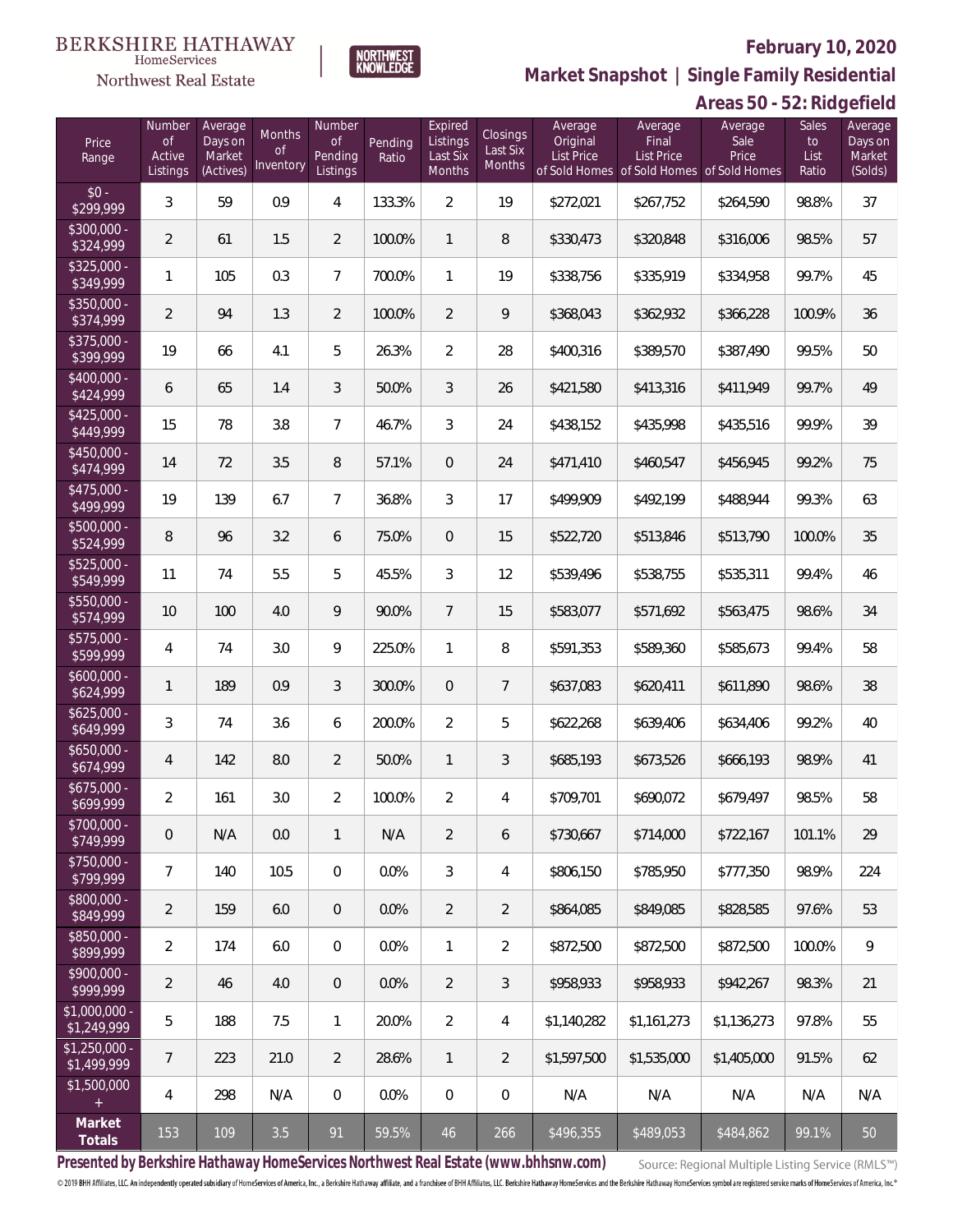BERKSHIRE HATHAWAY HomeServices Northwest Real Estate

NORTHWEST KNOWLEDGE

# February 10, 2020

## Market Snapshot | Single Family Residential

### Areas 50 - 52: Ridgefield

| Price Range | Number of Active Listings | Average Days on Market (Actives) | Months of Inventory | Number of Pending Listings | Pending Ratio | Expired Listings Last Six Months | Closings Last Six Months | Average Original List Price of Sold Homes | Average Final List Price of Sold Homes | Average Sale Price of Sold Homes | Sales to List Ratio | Average Days on Market (Solds) |
|---|---|---|---|---|---|---|---|---|---|---|---|---|
| $0 - $299,999 | 3 | 59 | 0.9 | 4 | 133.3% | 2 | 19 | $272,021 | $267,752 | $264,590 | 98.8% | 37 |
| $300,000 - $324,999 | 2 | 61 | 1.5 | 2 | 100.0% | 1 | 8 | $330,473 | $320,848 | $316,006 | 98.5% | 57 |
| $325,000 - $349,999 | 1 | 105 | 0.3 | 7 | 700.0% | 1 | 19 | $338,756 | $335,919 | $334,958 | 99.7% | 45 |
| $350,000 - $374,999 | 2 | 94 | 1.3 | 2 | 100.0% | 2 | 9 | $368,043 | $362,932 | $366,228 | 100.9% | 36 |
| $375,000 - $399,999 | 19 | 66 | 4.1 | 5 | 26.3% | 2 | 28 | $400,316 | $389,570 | $387,490 | 99.5% | 50 |
| $400,000 - $424,999 | 6 | 65 | 1.4 | 3 | 50.0% | 3 | 26 | $421,580 | $413,316 | $411,949 | 99.7% | 49 |
| $425,000 - $449,999 | 15 | 78 | 3.8 | 7 | 46.7% | 3 | 24 | $438,152 | $435,998 | $435,516 | 99.9% | 39 |
| $450,000 - $474,999 | 14 | 72 | 3.5 | 8 | 57.1% | 0 | 24 | $471,410 | $460,547 | $456,945 | 99.2% | 75 |
| $475,000 - $499,999 | 19 | 139 | 6.7 | 7 | 36.8% | 3 | 17 | $499,909 | $492,199 | $488,944 | 99.3% | 63 |
| $500,000 - $524,999 | 8 | 96 | 3.2 | 6 | 75.0% | 0 | 15 | $522,720 | $513,846 | $513,790 | 100.0% | 35 |
| $525,000 - $549,999 | 11 | 74 | 5.5 | 5 | 45.5% | 3 | 12 | $539,496 | $538,755 | $535,311 | 99.4% | 46 |
| $550,000 - $574,999 | 10 | 100 | 4.0 | 9 | 90.0% | 7 | 15 | $583,077 | $571,692 | $563,475 | 98.6% | 34 |
| $575,000 - $599,999 | 4 | 74 | 3.0 | 9 | 225.0% | 1 | 8 | $591,353 | $589,360 | $585,673 | 99.4% | 58 |
| $600,000 - $624,999 | 1 | 189 | 0.9 | 3 | 300.0% | 0 | 7 | $637,083 | $620,411 | $611,890 | 98.6% | 38 |
| $625,000 - $649,999 | 3 | 74 | 3.6 | 6 | 200.0% | 2 | 5 | $622,268 | $639,406 | $634,406 | 99.2% | 40 |
| $650,000 - $674,999 | 4 | 142 | 8.0 | 2 | 50.0% | 1 | 3 | $685,193 | $673,526 | $666,193 | 98.9% | 41 |
| $675,000 - $699,999 | 2 | 161 | 3.0 | 2 | 100.0% | 2 | 4 | $709,701 | $690,072 | $679,497 | 98.5% | 58 |
| $700,000 - $749,999 | 0 | N/A | 0.0 | 1 | N/A | 2 | 6 | $730,667 | $714,000 | $722,167 | 101.1% | 29 |
| $750,000 - $799,999 | 7 | 140 | 10.5 | 0 | 0.0% | 3 | 4 | $806,150 | $785,950 | $777,350 | 98.9% | 224 |
| $800,000 - $849,999 | 2 | 159 | 6.0 | 0 | 0.0% | 2 | 2 | $864,085 | $849,085 | $828,585 | 97.6% | 53 |
| $850,000 - $899,999 | 2 | 174 | 6.0 | 0 | 0.0% | 1 | 2 | $872,500 | $872,500 | $872,500 | 100.0% | 9 |
| $900,000 - $999,999 | 2 | 46 | 4.0 | 0 | 0.0% | 2 | 3 | $958,933 | $958,933 | $942,267 | 98.3% | 21 |
| $1,000,000 - $1,249,999 | 5 | 188 | 7.5 | 1 | 20.0% | 2 | 4 | $1,140,282 | $1,161,273 | $1,136,273 | 97.8% | 55 |
| $1,250,000 - $1,499,999 | 7 | 223 | 21.0 | 2 | 28.6% | 1 | 2 | $1,597,500 | $1,535,000 | $1,405,000 | 91.5% | 62 |
| $1,500,000 + | 4 | 298 | N/A | 0 | 0.0% | 0 | 0 | N/A | N/A | N/A | N/A | N/A |
| **Market Totals** | 153 | 109 | 3.5 | 91 | 59.5% | 46 | 266 | $496,355 | $489,053 | $484,862 | 99.1% | 50 |

**Presented by Berkshire Hathaway HomeServices Northwest Real Estate (www.bhhsnw.com)**

Source: Regional Multiple Listing Service (RMLS™)

© 2019 BHH Affiliates, LLC. An independently operated subsidiary of HomeServices of America, Inc., a Berkshire Hathaway affiliate, and a franchisee of BHH Affiliates, LLC. Berkshire Hathaway HomeServices and the Berkshire Hathaway HomeServices symbol are registered service marks of HomeServices of America, Inc.®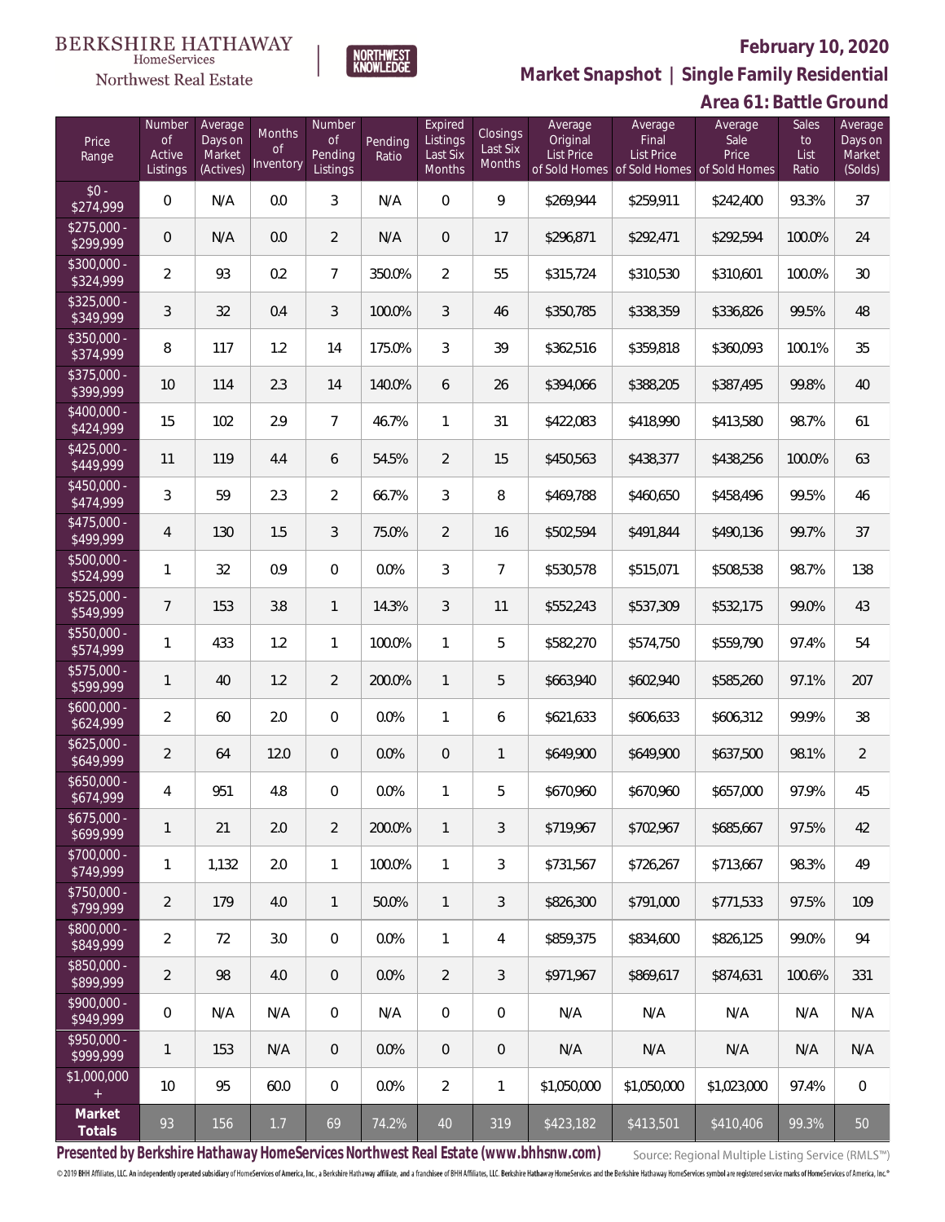BERKSHIRE HATHAWAY HomeServices Northwest Real Estate

NORTHWEST KNOWLEDGE

**February 10, 2020**

**Market Snapshot | Single Family Residential**

**Area 61: Battle Ground**

| Price Range | Number of Active Listings | Average Days on Market (Actives) | Months of Inventory | Number of Pending Listings | Pending Ratio | Expired Listings Last Six Months | Closings Last Six Months | Average Original List Price of Sold Homes | Average Final List Price of Sold Homes | Average Sale Price of Sold Homes | Sales to List Ratio | Average Days on Market (Solds) |
|---|---|---|---|---|---|---|---|---|---|---|---|---|
| $0 - $274,999 | 0 | N/A | 0.0 | 3 | N/A | 0 | 9 | $269,944 | $259,911 | $242,400 | 93.3% | 37 |
| $275,000 - $299,999 | 0 | N/A | 0.0 | 2 | N/A | 0 | 17 | $296,871 | $292,471 | $292,594 | 100.0% | 24 |
| $300,000 - $324,999 | 2 | 93 | 0.2 | 7 | 350.0% | 2 | 55 | $315,724 | $310,530 | $310,601 | 100.0% | 30 |
| $325,000 - $349,999 | 3 | 32 | 0.4 | 3 | 100.0% | 3 | 46 | $350,785 | $338,359 | $336,826 | 99.5% | 48 |
| $350,000 - $374,999 | 8 | 117 | 1.2 | 14 | 175.0% | 3 | 39 | $362,516 | $359,818 | $360,093 | 100.1% | 35 |
| $375,000 - $399,999 | 10 | 114 | 2.3 | 14 | 140.0% | 6 | 26 | $394,066 | $388,205 | $387,495 | 99.8% | 40 |
| $400,000 - $424,999 | 15 | 102 | 2.9 | 7 | 46.7% | 1 | 31 | $422,083 | $418,990 | $413,580 | 98.7% | 61 |
| $425,000 - $449,999 | 11 | 119 | 4.4 | 6 | 54.5% | 2 | 15 | $450,563 | $438,377 | $438,256 | 100.0% | 63 |
| $450,000 - $474,999 | 3 | 59 | 2.3 | 2 | 66.7% | 3 | 8 | $469,788 | $460,650 | $458,496 | 99.5% | 46 |
| $475,000 - $499,999 | 4 | 130 | 1.5 | 3 | 75.0% | 2 | 16 | $502,594 | $491,844 | $490,136 | 99.7% | 37 |
| $500,000 - $524,999 | 1 | 32 | 0.9 | 0 | 0.0% | 3 | 7 | $530,578 | $515,071 | $508,538 | 98.7% | 138 |
| $525,000 - $549,999 | 7 | 153 | 3.8 | 1 | 14.3% | 3 | 11 | $552,243 | $537,309 | $532,175 | 99.0% | 43 |
| $550,000 - $574,999 | 1 | 433 | 1.2 | 1 | 100.0% | 1 | 5 | $582,270 | $574,750 | $559,790 | 97.4% | 54 |
| $575,000 - $599,999 | 1 | 40 | 1.2 | 2 | 200.0% | 1 | 5 | $663,940 | $602,940 | $585,260 | 97.1% | 207 |
| $600,000 - $624,999 | 2 | 60 | 2.0 | 0 | 0.0% | 1 | 6 | $621,633 | $606,633 | $606,312 | 99.9% | 38 |
| $625,000 - $649,999 | 2 | 64 | 12.0 | 0 | 0.0% | 0 | 1 | $649,900 | $649,900 | $637,500 | 98.1% | 2 |
| $650,000 - $674,999 | 4 | 951 | 4.8 | 0 | 0.0% | 1 | 5 | $670,960 | $670,960 | $657,000 | 97.9% | 45 |
| $675,000 - $699,999 | 1 | 21 | 2.0 | 2 | 200.0% | 1 | 3 | $719,967 | $702,967 | $685,667 | 97.5% | 42 |
| $700,000 - $749,999 | 1 | 1,132 | 2.0 | 1 | 100.0% | 1 | 3 | $731,567 | $726,267 | $713,667 | 98.3% | 49 |
| $750,000 - $799,999 | 2 | 179 | 4.0 | 1 | 50.0% | 1 | 3 | $826,300 | $791,000 | $771,533 | 97.5% | 109 |
| $800,000 - $849,999 | 2 | 72 | 3.0 | 0 | 0.0% | 1 | 4 | $859,375 | $834,600 | $826,125 | 99.0% | 94 |
| $850,000 - $899,999 | 2 | 98 | 4.0 | 0 | 0.0% | 2 | 3 | $971,967 | $869,617 | $874,631 | 100.6% | 331 |
| $900,000 - $949,999 | 0 | N/A | N/A | 0 | N/A | 0 | 0 | N/A | N/A | N/A | N/A | N/A |
| $950,000 - $999,999 | 1 | 153 | N/A | 0 | 0.0% | 0 | 0 | N/A | N/A | N/A | N/A | N/A |
| $1,000,000 + | 10 | 95 | 60.0 | 0 | 0.0% | 2 | 1 | $1,050,000 | $1,050,000 | $1,023,000 | 97.4% | 0 |
| **Market Totals** | 93 | 156 | 1.7 | 69 | 74.2% | 40 | 319 | $423,182 | $413,501 | $410,406 | 99.3% | 50 |

**Presented by Berkshire Hathaway HomeServices Northwest Real Estate (www.bhhsnw.com)**

Source: Regional Multiple Listing Service (RMLS™)

© 2019 BHH Affiliates, LLC. An independently operated subsidiary of HomeServices of America, Inc., a Berkshire Hathaway affiliate, and a franchisee of BHH Affiliates, LLC. Berkshire Hathaway HomeServices and the Berkshire Hathaway HomeServices symbol are registered service marks of HomeServices of America, Inc.®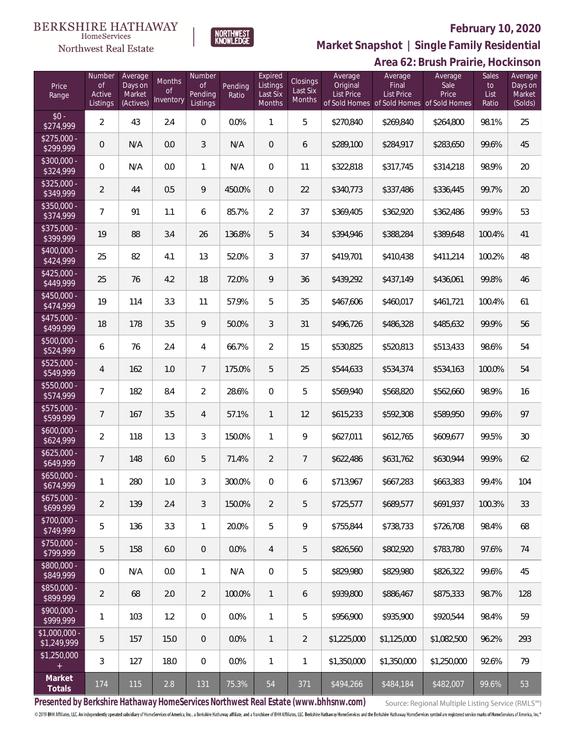BERKSHIRE HATHAWAY HomeServices Northwest Real Estate | NORTHWEST KNOWLEDGE

**February 10, 2020**

## Market Snapshot | Single Family Residential

## Area 62: Brush Prairie, Hockinson

| Price Range | Number of Active Listings | Average Days on Market (Actives) | Months of Inventory | Number of Pending Listings | Pending Ratio | Expired Listings Last Six Months | Closings Last Six Months | Average Original List Price of Sold Homes | Average Final List Price of Sold Homes | Average Sale Price of Sold Homes | Sales to List Ratio | Average Days on Market (Solds) |
|---|---|---|---|---|---|---|---|---|---|---|---|---|
| $0 - $274,999 | 2 | 43 | 2.4 | 0 | 0.0% | 1 | 5 | $270,840 | $269,840 | $264,800 | 98.1% | 25 |
| $275,000 - $299,999 | 0 | N/A | 0.0 | 3 | N/A | 0 | 6 | $289,100 | $284,917 | $283,650 | 99.6% | 45 |
| $300,000 - $324,999 | 0 | N/A | 0.0 | 1 | N/A | 0 | 11 | $322,818 | $317,745 | $314,218 | 98.9% | 20 |
| $325,000 - $349,999 | 2 | 44 | 0.5 | 9 | 450.0% | 0 | 22 | $340,773 | $337,486 | $336,445 | 99.7% | 20 |
| $350,000 - $374,999 | 7 | 91 | 1.1 | 6 | 85.7% | 2 | 37 | $369,405 | $362,920 | $362,486 | 99.9% | 53 |
| $375,000 - $399,999 | 19 | 88 | 3.4 | 26 | 136.8% | 5 | 34 | $394,946 | $388,284 | $389,648 | 100.4% | 41 |
| $400,000 - $424,999 | 25 | 82 | 4.1 | 13 | 52.0% | 3 | 37 | $419,701 | $410,438 | $411,214 | 100.2% | 48 |
| $425,000 - $449,999 | 25 | 76 | 4.2 | 18 | 72.0% | 9 | 36 | $439,292 | $437,149 | $436,061 | 99.8% | 46 |
| $450,000 - $474,999 | 19 | 114 | 3.3 | 11 | 57.9% | 5 | 35 | $467,606 | $460,017 | $461,721 | 100.4% | 61 |
| $475,000 - $499,999 | 18 | 178 | 3.5 | 9 | 50.0% | 3 | 31 | $496,726 | $486,328 | $485,632 | 99.9% | 56 |
| $500,000 - $524,999 | 6 | 76 | 2.4 | 4 | 66.7% | 2 | 15 | $530,825 | $520,813 | $513,433 | 98.6% | 54 |
| $525,000 - $549,999 | 4 | 162 | 1.0 | 7 | 175.0% | 5 | 25 | $544,633 | $534,374 | $534,163 | 100.0% | 54 |
| $550,000 - $574,999 | 7 | 182 | 8.4 | 2 | 28.6% | 0 | 5 | $569,940 | $568,820 | $562,660 | 98.9% | 16 |
| $575,000 - $599,999 | 7 | 167 | 3.5 | 4 | 57.1% | 1 | 12 | $615,233 | $592,308 | $589,950 | 99.6% | 97 |
| $600,000 - $624,999 | 2 | 118 | 1.3 | 3 | 150.0% | 1 | 9 | $627,011 | $612,765 | $609,677 | 99.5% | 30 |
| $625,000 - $649,999 | 7 | 148 | 6.0 | 5 | 71.4% | 2 | 7 | $622,486 | $631,762 | $630,944 | 99.9% | 62 |
| $650,000 - $674,999 | 1 | 280 | 1.0 | 3 | 300.0% | 0 | 6 | $713,967 | $667,283 | $663,383 | 99.4% | 104 |
| $675,000 - $699,999 | 2 | 139 | 2.4 | 3 | 150.0% | 2 | 5 | $725,577 | $689,577 | $691,937 | 100.3% | 33 |
| $700,000 - $749,999 | 5 | 136 | 3.3 | 1 | 20.0% | 5 | 9 | $755,844 | $738,733 | $726,708 | 98.4% | 68 |
| $750,000 - $799,999 | 5 | 158 | 6.0 | 0 | 0.0% | 4 | 5 | $826,560 | $802,920 | $783,780 | 97.6% | 74 |
| $800,000 - $849,999 | 0 | N/A | 0.0 | 1 | N/A | 0 | 5 | $829,980 | $829,980 | $826,322 | 99.6% | 45 |
| $850,000 - $899,999 | 2 | 68 | 2.0 | 2 | 100.0% | 1 | 6 | $939,800 | $886,467 | $875,333 | 98.7% | 128 |
| $900,000 - $999,999 | 1 | 103 | 1.2 | 0 | 0.0% | 1 | 5 | $956,900 | $935,900 | $920,544 | 98.4% | 59 |
| $1,000,000 - $1,249,999 | 5 | 157 | 15.0 | 0 | 0.0% | 1 | 2 | $1,225,000 | $1,125,000 | $1,082,500 | 96.2% | 293 |
| $1,250,000 + | 3 | 127 | 18.0 | 0 | 0.0% | 1 | 1 | $1,350,000 | $1,350,000 | $1,250,000 | 92.6% | 79 |
| **Market Totals** | 174 | 115 | 2.8 | 131 | 75.3% | 54 | 371 | $494,266 | $484,184 | $482,007 | 99.6% | 53 |

**Presented by Berkshire Hathaway HomeServices Northwest Real Estate (www.bhhsnw.com)**

Source: Regional Multiple Listing Service (RMLS™)

© 2019 BHH Affiliates, LLC. An independently operated subsidiary of HomeServices of America, Inc., a Berkshire Hathaway affiliate, and a franchisee of BHH Affiliates, LLC. Berkshire Hathaway HomeServices and the Berkshire Hathaway HomeServices symbol are registered service marks of HomeServices of America, Inc.®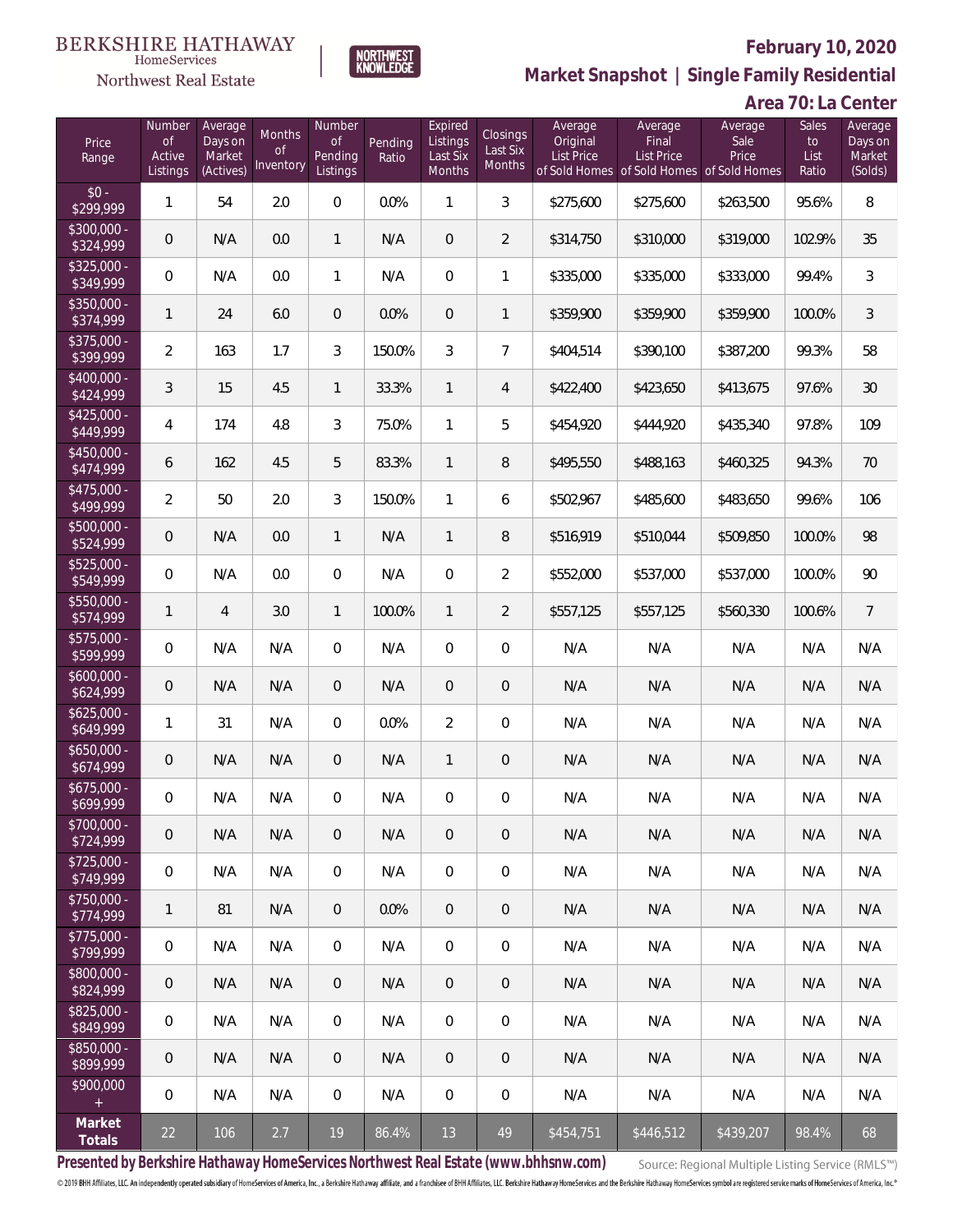BERKSHIRE HATHAWAY HomeServices Northwest Real Estate

NORTHWEST KNOWLEDGE

# February 10, 2020

## Market Snapshot | Single Family Residential

### Area 70: La Center

| Price Range | Number of Active Listings | Average Days on Market (Actives) | Months of Inventory | Number of Pending Listings | Pending Ratio | Expired Listings Last Six Months | Closings Last Six Months | Average Original List Price of Sold Homes | Average Final List Price of Sold Homes | Average Sale Price of Sold Homes | Sales to List Ratio | Average Days on Market (Solds) |
|---|---|---|---|---|---|---|---|---|---|---|---|---|
| $0 - $299,999 | 1 | 54 | 2.0 | 0 | 0.0% | 1 | 3 | $275,600 | $275,600 | $263,500 | 95.6% | 8 |
| $300,000 - $324,999 | 0 | N/A | 0.0 | 1 | N/A | 0 | 2 | $314,750 | $310,000 | $319,000 | 102.9% | 35 |
| $325,000 - $349,999 | 0 | N/A | 0.0 | 1 | N/A | 0 | 1 | $335,000 | $335,000 | $333,000 | 99.4% | 3 |
| $350,000 - $374,999 | 1 | 24 | 6.0 | 0 | 0.0% | 0 | 1 | $359,900 | $359,900 | $359,900 | 100.0% | 3 |
| $375,000 - $399,999 | 2 | 163 | 1.7 | 3 | 150.0% | 3 | 7 | $404,514 | $390,100 | $387,200 | 99.3% | 58 |
| $400,000 - $424,999 | 3 | 15 | 4.5 | 1 | 33.3% | 1 | 4 | $422,400 | $423,650 | $413,675 | 97.6% | 30 |
| $425,000 - $449,999 | 4 | 174 | 4.8 | 3 | 75.0% | 1 | 5 | $454,920 | $444,920 | $435,340 | 97.8% | 109 |
| $450,000 - $474,999 | 6 | 162 | 4.5 | 5 | 83.3% | 1 | 8 | $495,550 | $488,163 | $460,325 | 94.3% | 70 |
| $475,000 - $499,999 | 2 | 50 | 2.0 | 3 | 150.0% | 1 | 6 | $502,967 | $485,600 | $483,650 | 99.6% | 106 |
| $500,000 - $524,999 | 0 | N/A | 0.0 | 1 | N/A | 1 | 8 | $516,919 | $510,044 | $509,850 | 100.0% | 98 |
| $525,000 - $549,999 | 0 | N/A | 0.0 | 0 | N/A | 0 | 2 | $552,000 | $537,000 | $537,000 | 100.0% | 90 |
| $550,000 - $574,999 | 1 | 4 | 3.0 | 1 | 100.0% | 1 | 2 | $557,125 | $557,125 | $560,330 | 100.6% | 7 |
| $575,000 - $599,999 | 0 | N/A | N/A | 0 | N/A | 0 | 0 | N/A | N/A | N/A | N/A | N/A |
| $600,000 - $624,999 | 0 | N/A | N/A | 0 | N/A | 0 | 0 | N/A | N/A | N/A | N/A | N/A |
| $625,000 - $649,999 | 1 | 31 | N/A | 0 | 0.0% | 2 | 0 | N/A | N/A | N/A | N/A | N/A |
| $650,000 - $674,999 | 0 | N/A | N/A | 0 | N/A | 1 | 0 | N/A | N/A | N/A | N/A | N/A |
| $675,000 - $699,999 | 0 | N/A | N/A | 0 | N/A | 0 | 0 | N/A | N/A | N/A | N/A | N/A |
| $700,000 - $724,999 | 0 | N/A | N/A | 0 | N/A | 0 | 0 | N/A | N/A | N/A | N/A | N/A |
| $725,000 - $749,999 | 0 | N/A | N/A | 0 | N/A | 0 | 0 | N/A | N/A | N/A | N/A | N/A |
| $750,000 - $774,999 | 1 | 81 | N/A | 0 | 0.0% | 0 | 0 | N/A | N/A | N/A | N/A | N/A |
| $775,000 - $799,999 | 0 | N/A | N/A | 0 | N/A | 0 | 0 | N/A | N/A | N/A | N/A | N/A |
| $800,000 - $824,999 | 0 | N/A | N/A | 0 | N/A | 0 | 0 | N/A | N/A | N/A | N/A | N/A |
| $825,000 - $849,999 | 0 | N/A | N/A | 0 | N/A | 0 | 0 | N/A | N/A | N/A | N/A | N/A |
| $850,000 - $899,999 | 0 | N/A | N/A | 0 | N/A | 0 | 0 | N/A | N/A | N/A | N/A | N/A |
| $900,000 + | 0 | N/A | N/A | 0 | N/A | 0 | 0 | N/A | N/A | N/A | N/A | N/A |
| **Market Totals** | 22 | 106 | 2.7 | 19 | 86.4% | 13 | 49 | $454,751 | $446,512 | $439,207 | 98.4% | 68 |

**Presented by Berkshire Hathaway HomeServices Northwest Real Estate (www.bhhsnw.com)**

Source: Regional Multiple Listing Service (RMLS™)

© 2019 BHH Affiliates, LLC. An independently operated subsidiary of HomeServices of America, Inc., a Berkshire Hathaway affiliate, and a franchisee of BHH Affiliates, LLC. Berkshire Hathaway HomeServices and the Berkshire Hathaway HomeServices symbol are registered service marks of HomeServices of America, Inc.®